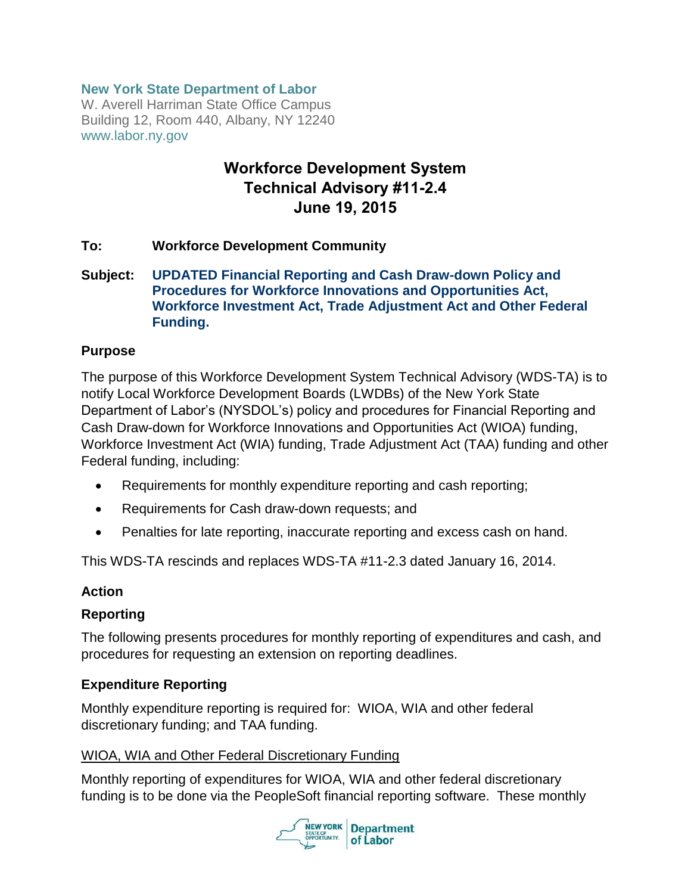**New York State Department of Labor**
W. Averell Harriman State Office Campus
Building 12, Room 440, Albany, NY 12240
www.labor.ny.gov

# Workforce Development System Technical Advisory #11-2.4 June 19, 2015

**To:** **Workforce Development Community**

**Subject:** **UPDATED Financial Reporting and Cash Draw-down Policy and Procedures for Workforce Innovations and Opportunities Act, Workforce Investment Act, Trade Adjustment Act and Other Federal Funding.**

## Purpose

The purpose of this Workforce Development System Technical Advisory (WDS-TA) is to notify Local Workforce Development Boards (LWDBs) of the New York State Department of Labor's (NYSDOL's) policy and procedures for Financial Reporting and Cash Draw-down for Workforce Innovations and Opportunities Act (WIOA) funding, Workforce Investment Act (WIA) funding, Trade Adjustment Act (TAA) funding and other Federal funding, including:

- Requirements for monthly expenditure reporting and cash reporting;
- Requirements for Cash draw-down requests; and
- Penalties for late reporting, inaccurate reporting and excess cash on hand.

This WDS-TA rescinds and replaces WDS-TA #11-2.3 dated January 16, 2014.

## Action

### Reporting

The following presents procedures for monthly reporting of expenditures and cash, and procedures for requesting an extension on reporting deadlines.

### Expenditure Reporting

Monthly expenditure reporting is required for: WIOA, WIA and other federal discretionary funding; and TAA funding.

WIOA, WIA and Other Federal Discretionary Funding

Monthly reporting of expenditures for WIOA, WIA and other federal discretionary funding is to be done via the PeopleSoft financial reporting software. These monthly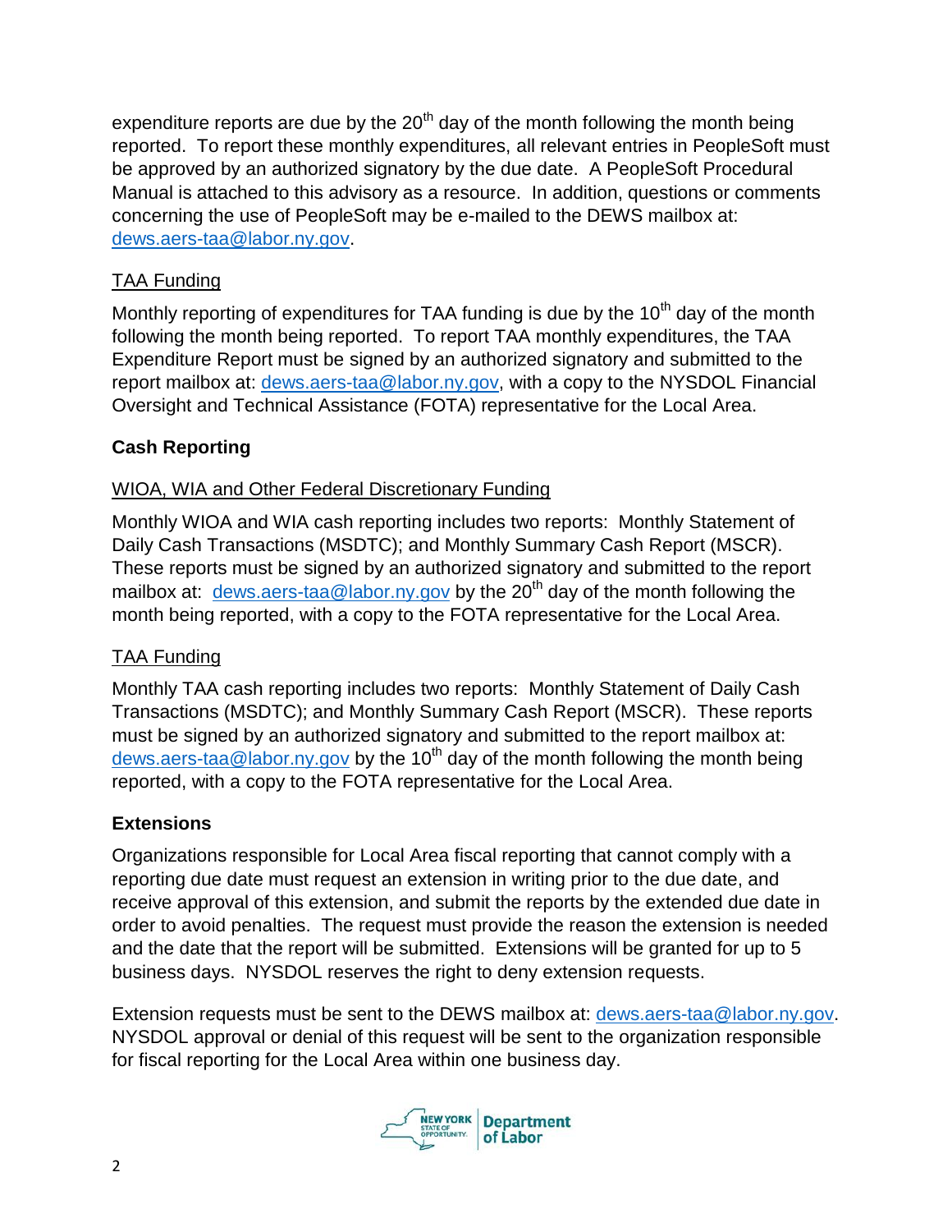expenditure reports are due by the 20th day of the month following the month being reported. To report these monthly expenditures, all relevant entries in PeopleSoft must be approved by an authorized signatory by the due date. A PeopleSoft Procedural Manual is attached to this advisory as a resource. In addition, questions or comments concerning the use of PeopleSoft may be e-mailed to the DEWS mailbox at: dews.aers-taa@labor.ny.gov.

<u>TAA Funding</u>

Monthly reporting of expenditures for TAA funding is due by the 10th day of the month following the month being reported. To report TAA monthly expenditures, the TAA Expenditure Report must be signed by an authorized signatory and submitted to the report mailbox at: dews.aers-taa@labor.ny.gov, with a copy to the NYSDOL Financial Oversight and Technical Assistance (FOTA) representative for the Local Area.

**Cash Reporting**

<u>WIOA, WIA and Other Federal Discretionary Funding</u>

Monthly WIOA and WIA cash reporting includes two reports: Monthly Statement of Daily Cash Transactions (MSDTC); and Monthly Summary Cash Report (MSCR). These reports must be signed by an authorized signatory and submitted to the report mailbox at: dews.aers-taa@labor.ny.gov by the 20th day of the month following the month being reported, with a copy to the FOTA representative for the Local Area.

<u>TAA Funding</u>

Monthly TAA cash reporting includes two reports: Monthly Statement of Daily Cash Transactions (MSDTC); and Monthly Summary Cash Report (MSCR). These reports must be signed by an authorized signatory and submitted to the report mailbox at: dews.aers-taa@labor.ny.gov by the 10th day of the month following the month being reported, with a copy to the FOTA representative for the Local Area.

**Extensions**

Organizations responsible for Local Area fiscal reporting that cannot comply with a reporting due date must request an extension in writing prior to the due date, and receive approval of this extension, and submit the reports by the extended due date in order to avoid penalties. The request must provide the reason the extension is needed and the date that the report will be submitted. Extensions will be granted for up to 5 business days. NYSDOL reserves the right to deny extension requests.

Extension requests must be sent to the DEWS mailbox at: dews.aers-taa@labor.ny.gov. NYSDOL approval or denial of this request will be sent to the organization responsible for fiscal reporting for the Local Area within one business day.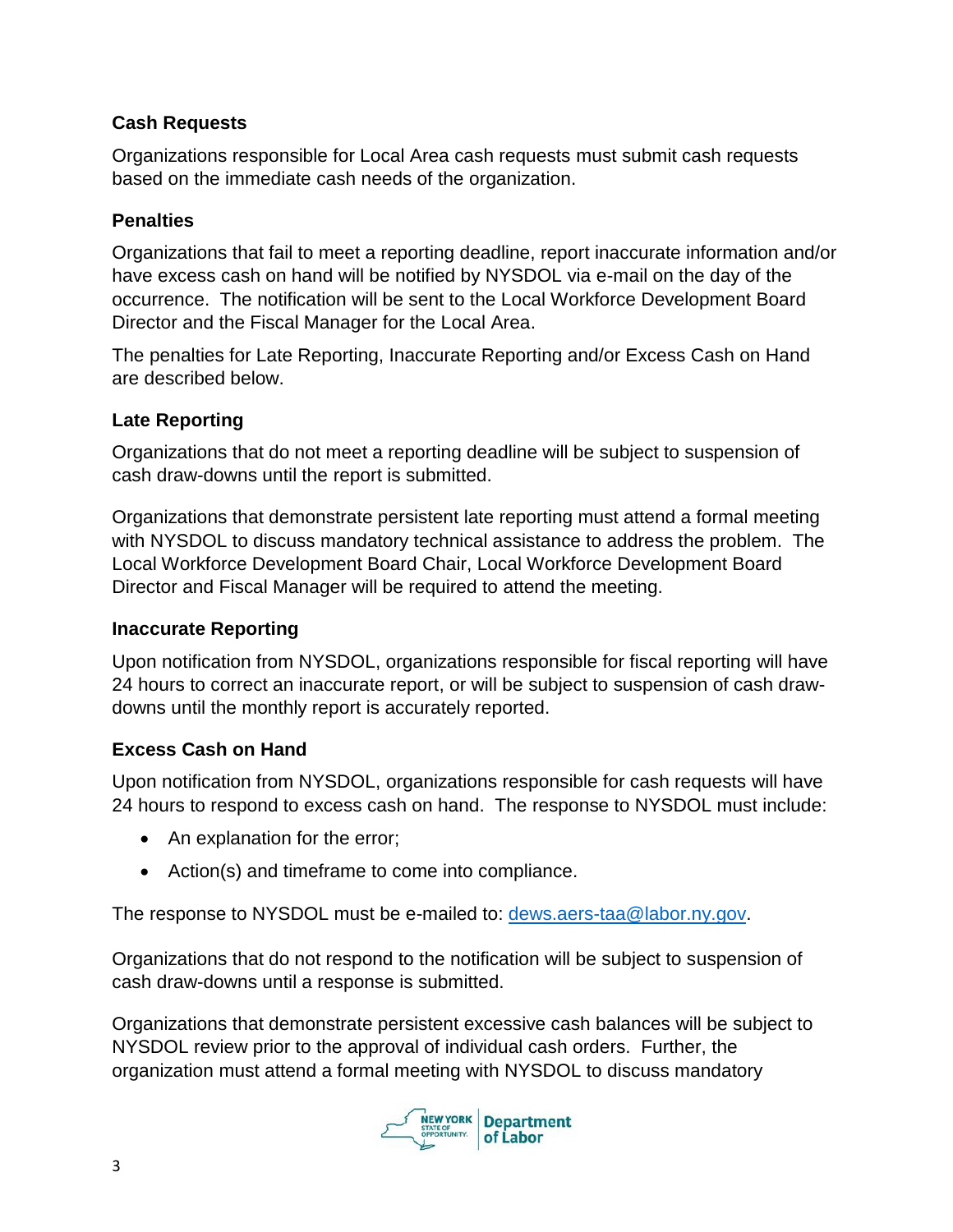### Cash Requests

Organizations responsible for Local Area cash requests must submit cash requests based on the immediate cash needs of the organization.

### Penalties

Organizations that fail to meet a reporting deadline, report inaccurate information and/or have excess cash on hand will be notified by NYSDOL via e-mail on the day of the occurrence. The notification will be sent to the Local Workforce Development Board Director and the Fiscal Manager for the Local Area.

The penalties for Late Reporting, Inaccurate Reporting and/or Excess Cash on Hand are described below.

### Late Reporting

Organizations that do not meet a reporting deadline will be subject to suspension of cash draw-downs until the report is submitted.

Organizations that demonstrate persistent late reporting must attend a formal meeting with NYSDOL to discuss mandatory technical assistance to address the problem. The Local Workforce Development Board Chair, Local Workforce Development Board Director and Fiscal Manager will be required to attend the meeting.

### Inaccurate Reporting

Upon notification from NYSDOL, organizations responsible for fiscal reporting will have 24 hours to correct an inaccurate report, or will be subject to suspension of cash draw-downs until the monthly report is accurately reported.

### Excess Cash on Hand

Upon notification from NYSDOL, organizations responsible for cash requests will have 24 hours to respond to excess cash on hand. The response to NYSDOL must include:

- An explanation for the error;
- Action(s) and timeframe to come into compliance.

The response to NYSDOL must be e-mailed to: dews.aers-taa@labor.ny.gov.

Organizations that do not respond to the notification will be subject to suspension of cash draw-downs until a response is submitted.

Organizations that demonstrate persistent excessive cash balances will be subject to NYSDOL review prior to the approval of individual cash orders. Further, the organization must attend a formal meeting with NYSDOL to discuss mandatory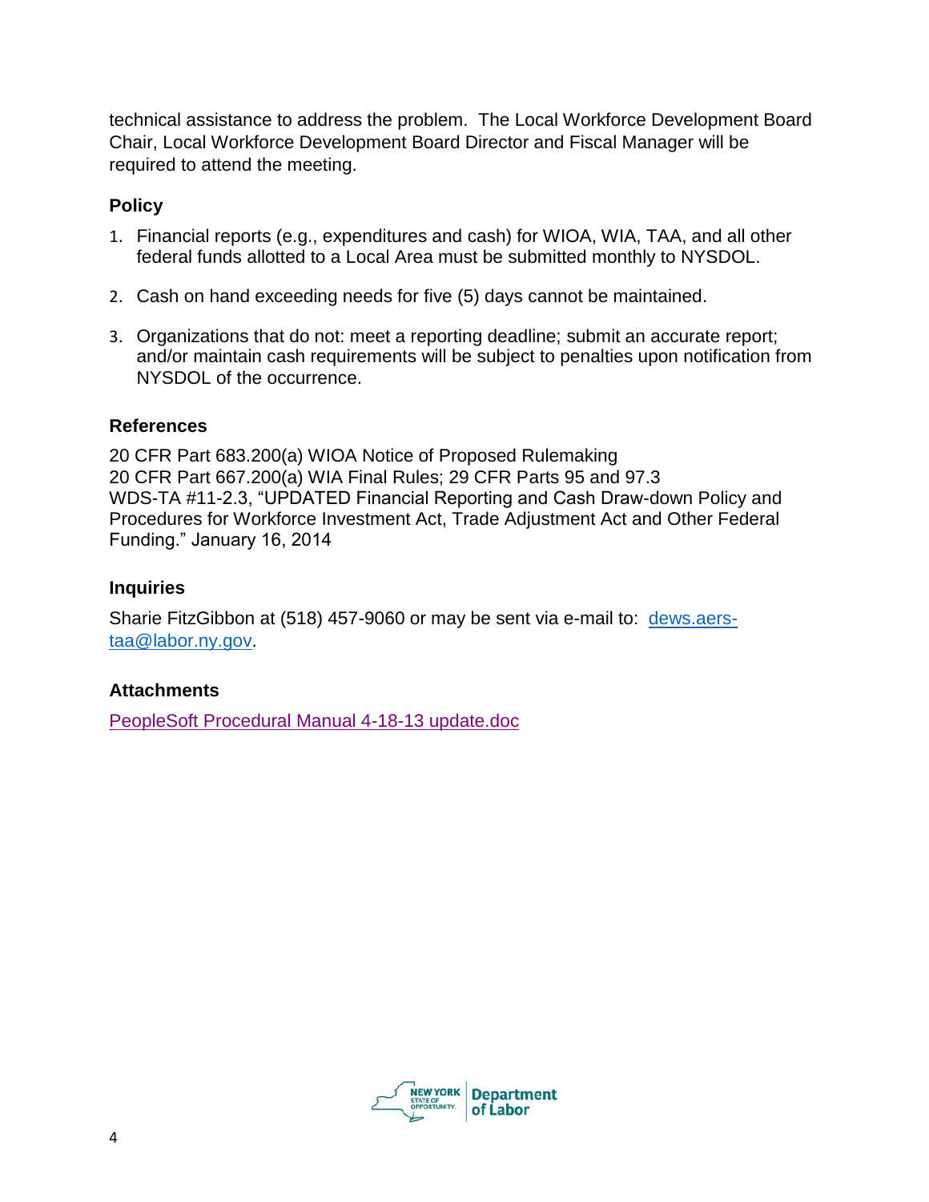technical assistance to address the problem.  The Local Workforce Development Board Chair, Local Workforce Development Board Director and Fiscal Manager will be required to attend the meeting.

### Policy

1. Financial reports (e.g., expenditures and cash) for WIOA, WIA, TAA, and all other federal funds allotted to a Local Area must be submitted monthly to NYSDOL.

2. Cash on hand exceeding needs for five (5) days cannot be maintained.

3. Organizations that do not: meet a reporting deadline; submit an accurate report; and/or maintain cash requirements will be subject to penalties upon notification from NYSDOL of the occurrence.

### References

20 CFR Part 683.200(a) WIOA Notice of Proposed Rulemaking
20 CFR Part 667.200(a) WIA Final Rules; 29 CFR Parts 95 and 97.3
WDS-TA #11-2.3, "UPDATED Financial Reporting and Cash Draw-down Policy and Procedures for Workforce Investment Act, Trade Adjustment Act and Other Federal Funding." January 16, 2014

### Inquiries

Sharie FitzGibbon at (518) 457-9060 or may be sent via e-mail to: dews.aers-taa@labor.ny.gov.

### Attachments

PeopleSoft Procedural Manual 4-18-13 update.doc